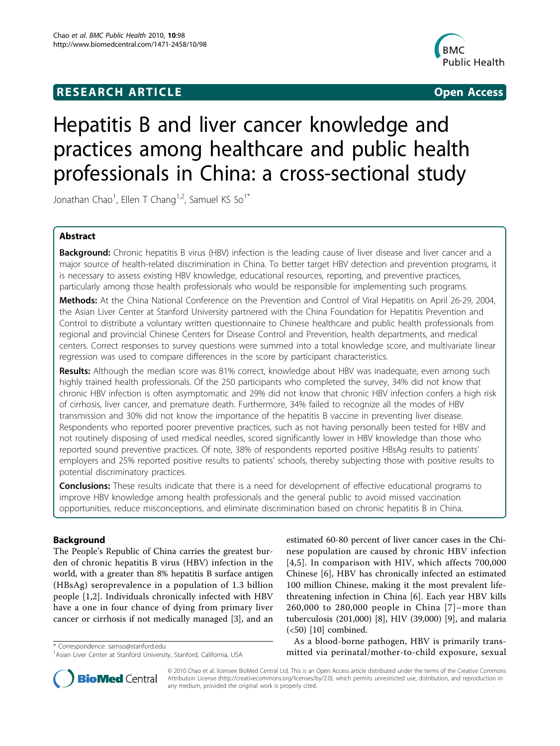**RESEARCH ARTICLE** **Open Access**

# Hepatitis B and liver cancer knowledge and practices among healthcare and public health professionals in China: a cross-sectional study

Jonathan Chao[1], Ellen T Chang[1,2], Samuel KS So[1*]

## Abstract

**Background:** Chronic hepatitis B virus (HBV) infection is the leading cause of liver disease and liver cancer and a major source of health-related discrimination in China. To better target HBV detection and prevention programs, it is necessary to assess existing HBV knowledge, educational resources, reporting, and preventive practices, particularly among those health professionals who would be responsible for implementing such programs.

**Methods:** At the China National Conference on the Prevention and Control of Viral Hepatitis on April 26-29, 2004, the Asian Liver Center at Stanford University partnered with the China Foundation for Hepatitis Prevention and Control to distribute a voluntary written questionnaire to Chinese healthcare and public health professionals from regional and provincial Chinese Centers for Disease Control and Prevention, health departments, and medical centers. Correct responses to survey questions were summed into a total knowledge score, and multivariate linear regression was used to compare differences in the score by participant characteristics.

**Results:** Although the median score was 81% correct, knowledge about HBV was inadequate, even among such highly trained health professionals. Of the 250 participants who completed the survey, 34% did not know that chronic HBV infection is often asymptomatic and 29% did not know that chronic HBV infection confers a high risk of cirrhosis, liver cancer, and premature death. Furthermore, 34% failed to recognize all the modes of HBV transmission and 30% did not know the importance of the hepatitis B vaccine in preventing liver disease. Respondents who reported poorer preventive practices, such as not having personally been tested for HBV and not routinely disposing of used medical needles, scored significantly lower in HBV knowledge than those who reported sound preventive practices. Of note, 38% of respondents reported positive HBsAg results to patients' employers and 25% reported positive results to patients' schools, thereby subjecting those with positive results to potential discriminatory practices.

**Conclusions:** These results indicate that there is a need for development of effective educational programs to improve HBV knowledge among health professionals and the general public to avoid missed vaccination opportunities, reduce misconceptions, and eliminate discrimination based on chronic hepatitis B in China.

## Background

The People's Republic of China carries the greatest burden of chronic hepatitis B virus (HBV) infection in the world, with a greater than 8% hepatitis B surface antigen (HBsAg) seroprevalence in a population of 1.3 billion people [1,2]. Individuals chronically infected with HBV have a one in four chance of dying from primary liver cancer or cirrhosis if not medically managed [3], and an estimated 60-80 percent of liver cancer cases in the Chinese population are caused by chronic HBV infection [4,5]. In comparison with HIV, which affects 700,000 Chinese [6], HBV has chronically infected an estimated 100 million Chinese, making it the most prevalent life-threatening infection in China [6]. Each year HBV kills 260,000 to 280,000 people in China [7]–more than tuberculosis (201,000) [8], HIV (39,000) [9], and malaria (<50) [10] combined.

As a blood-borne pathogen, HBV is primarily transmitted via perinatal/mother-to-child exposure, sexual

\* Correspondence: samso@stanford.edu
[1]Asian Liver Center at Stanford University, Stanford, California, USA

© 2010 Chao et al; licensee BioMed Central Ltd. This is an Open Access article distributed under the terms of the Creative Commons Attribution License (http://creativecommons.org/licenses/by/2.0), which permits unrestricted use, distribution, and reproduction in any medium, provided the original work is properly cited.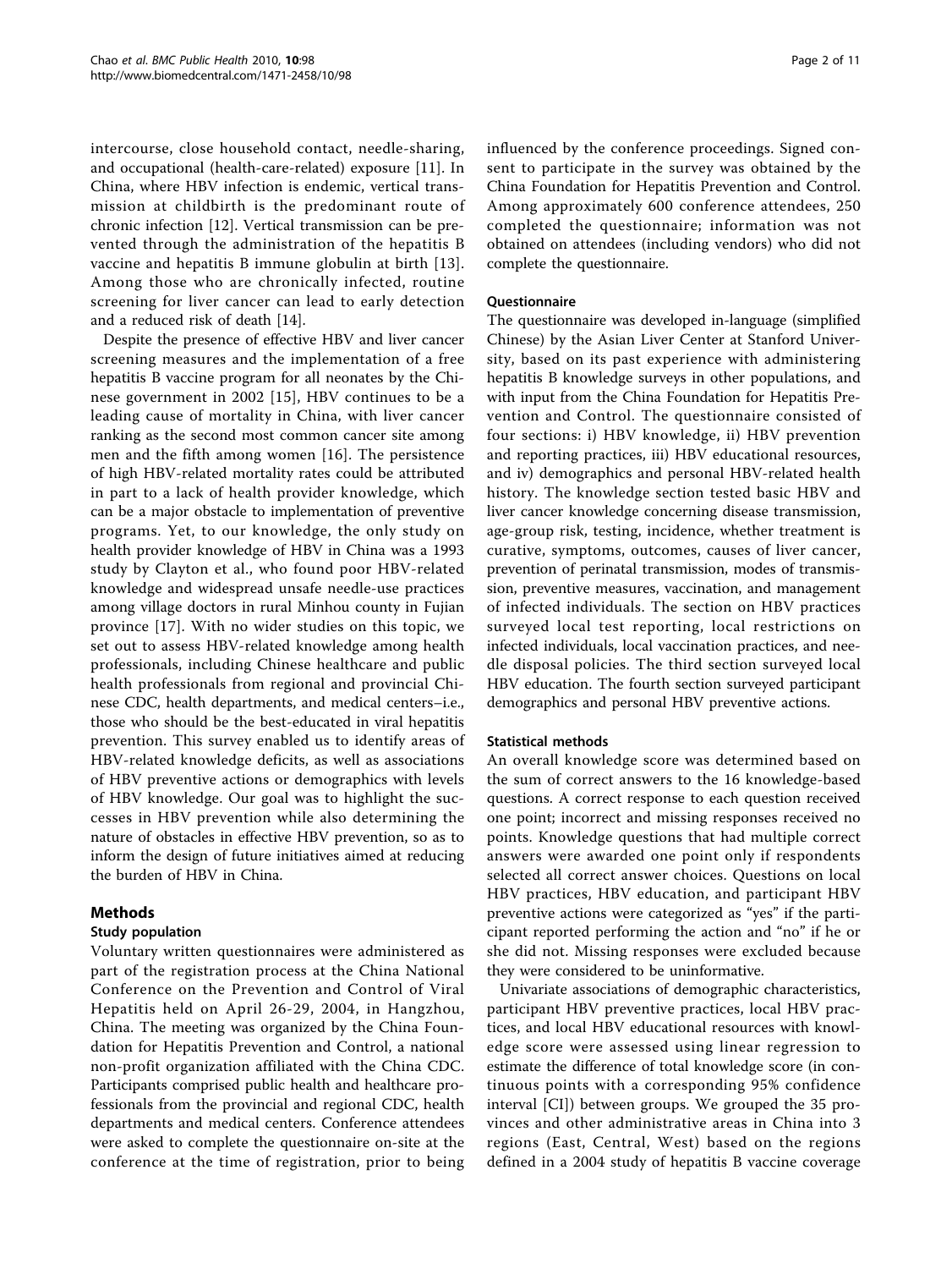intercourse, close household contact, needle-sharing, and occupational (health-care-related) exposure [11]. In China, where HBV infection is endemic, vertical transmission at childbirth is the predominant route of chronic infection [12]. Vertical transmission can be prevented through the administration of the hepatitis B vaccine and hepatitis B immune globulin at birth [13]. Among those who are chronically infected, routine screening for liver cancer can lead to early detection and a reduced risk of death [14].

Despite the presence of effective HBV and liver cancer screening measures and the implementation of a free hepatitis B vaccine program for all neonates by the Chinese government in 2002 [15], HBV continues to be a leading cause of mortality in China, with liver cancer ranking as the second most common cancer site among men and the fifth among women [16]. The persistence of high HBV-related mortality rates could be attributed in part to a lack of health provider knowledge, which can be a major obstacle to implementation of preventive programs. Yet, to our knowledge, the only study on health provider knowledge of HBV in China was a 1993 study by Clayton et al., who found poor HBV-related knowledge and widespread unsafe needle-use practices among village doctors in rural Minhou county in Fujian province [17]. With no wider studies on this topic, we set out to assess HBV-related knowledge among health professionals, including Chinese healthcare and public health professionals from regional and provincial Chinese CDC, health departments, and medical centers–i.e., those who should be the best-educated in viral hepatitis prevention. This survey enabled us to identify areas of HBV-related knowledge deficits, as well as associations of HBV preventive actions or demographics with levels of HBV knowledge. Our goal was to highlight the successes in HBV prevention while also determining the nature of obstacles in effective HBV prevention, so as to inform the design of future initiatives aimed at reducing the burden of HBV in China.

## Methods

### Study population

Voluntary written questionnaires were administered as part of the registration process at the China National Conference on the Prevention and Control of Viral Hepatitis held on April 26-29, 2004, in Hangzhou, China. The meeting was organized by the China Foundation for Hepatitis Prevention and Control, a national non-profit organization affiliated with the China CDC. Participants comprised public health and healthcare professionals from the provincial and regional CDC, health departments and medical centers. Conference attendees were asked to complete the questionnaire on-site at the conference at the time of registration, prior to being influenced by the conference proceedings. Signed consent to participate in the survey was obtained by the China Foundation for Hepatitis Prevention and Control. Among approximately 600 conference attendees, 250 completed the questionnaire; information was not obtained on attendees (including vendors) who did not complete the questionnaire.

### Questionnaire

The questionnaire was developed in-language (simplified Chinese) by the Asian Liver Center at Stanford University, based on its past experience with administering hepatitis B knowledge surveys in other populations, and with input from the China Foundation for Hepatitis Prevention and Control. The questionnaire consisted of four sections: i) HBV knowledge, ii) HBV prevention and reporting practices, iii) HBV educational resources, and iv) demographics and personal HBV-related health history. The knowledge section tested basic HBV and liver cancer knowledge concerning disease transmission, age-group risk, testing, incidence, whether treatment is curative, symptoms, outcomes, causes of liver cancer, prevention of perinatal transmission, modes of transmission, preventive measures, vaccination, and management of infected individuals. The section on HBV practices surveyed local test reporting, local restrictions on infected individuals, local vaccination practices, and needle disposal policies. The third section surveyed local HBV education. The fourth section surveyed participant demographics and personal HBV preventive actions.

### Statistical methods

An overall knowledge score was determined based on the sum of correct answers to the 16 knowledge-based questions. A correct response to each question received one point; incorrect and missing responses received no points. Knowledge questions that had multiple correct answers were awarded one point only if respondents selected all correct answer choices. Questions on local HBV practices, HBV education, and participant HBV preventive actions were categorized as "yes" if the participant reported performing the action and "no" if he or she did not. Missing responses were excluded because they were considered to be uninformative.

Univariate associations of demographic characteristics, participant HBV preventive practices, local HBV practices, and local HBV educational resources with knowledge score were assessed using linear regression to estimate the difference of total knowledge score (in continuous points with a corresponding 95% confidence interval [CI]) between groups. We grouped the 35 provinces and other administrative areas in China into 3 regions (East, Central, West) based on the regions defined in a 2004 study of hepatitis B vaccine coverage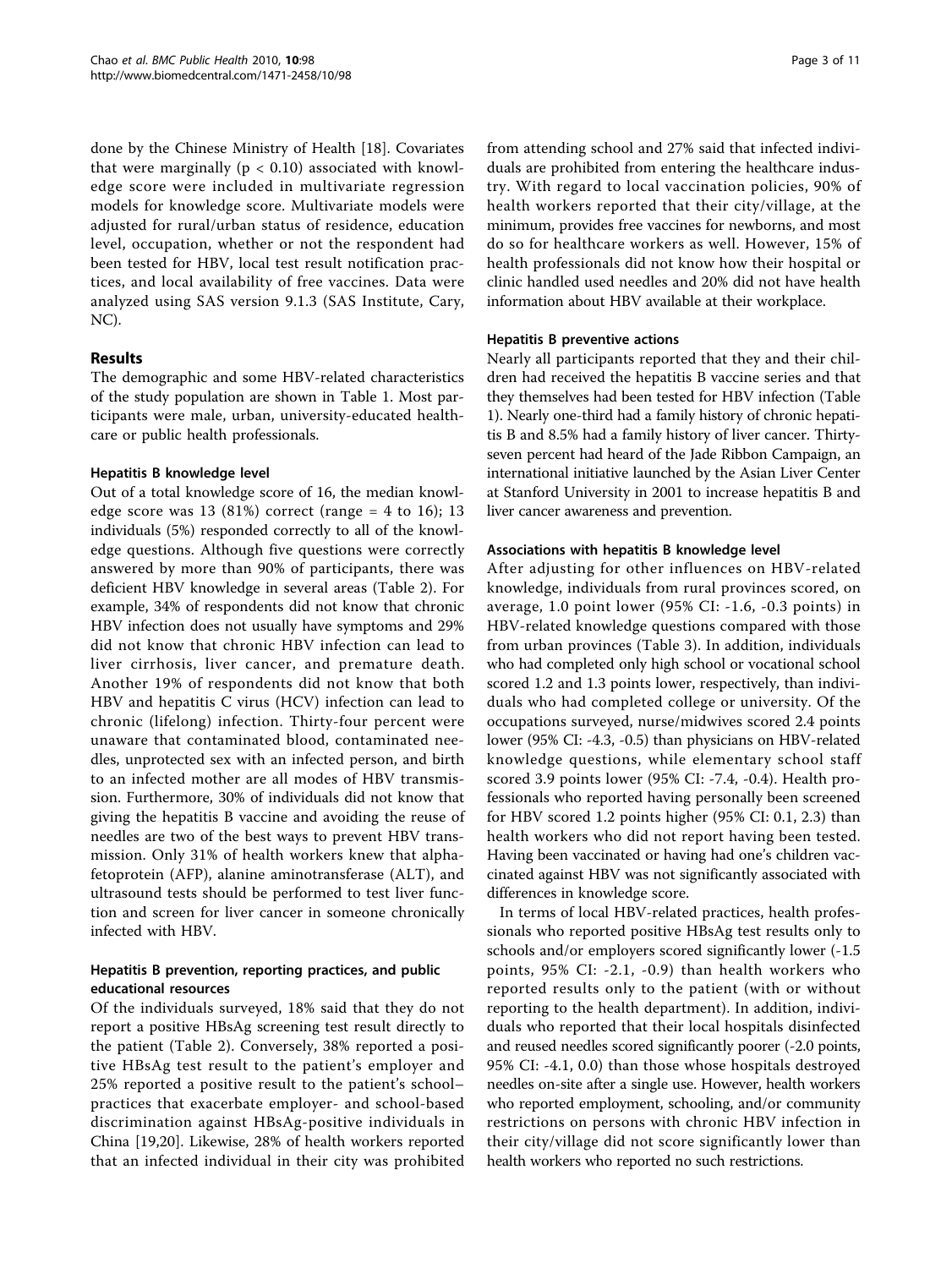done by the Chinese Ministry of Health [18]. Covariates that were marginally ($p < 0.10$) associated with knowledge score were included in multivariate regression models for knowledge score. Multivariate models were adjusted for rural/urban status of residence, education level, occupation, whether or not the respondent had been tested for HBV, local test result notification practices, and local availability of free vaccines. Data were analyzed using SAS version 9.1.3 (SAS Institute, Cary, NC).

## Results

The demographic and some HBV-related characteristics of the study population are shown in Table 1. Most participants were male, urban, university-educated healthcare or public health professionals.

### Hepatitis B knowledge level

Out of a total knowledge score of 16, the median knowledge score was 13 (81%) correct (range = 4 to 16); 13 individuals (5%) responded correctly to all of the knowledge questions. Although five questions were correctly answered by more than 90% of participants, there was deficient HBV knowledge in several areas (Table 2). For example, 34% of respondents did not know that chronic HBV infection does not usually have symptoms and 29% did not know that chronic HBV infection can lead to liver cirrhosis, liver cancer, and premature death. Another 19% of respondents did not know that both HBV and hepatitis C virus (HCV) infection can lead to chronic (lifelong) infection. Thirty-four percent were unaware that contaminated blood, contaminated needles, unprotected sex with an infected person, and birth to an infected mother are all modes of HBV transmission. Furthermore, 30% of individuals did not know that giving the hepatitis B vaccine and avoiding the reuse of needles are two of the best ways to prevent HBV transmission. Only 31% of health workers knew that alpha-fetoprotein (AFP), alanine aminotransferase (ALT), and ultrasound tests should be performed to test liver function and screen for liver cancer in someone chronically infected with HBV.

### Hepatitis B prevention, reporting practices, and public educational resources

Of the individuals surveyed, 18% said that they do not report a positive HBsAg screening test result directly to the patient (Table 2). Conversely, 38% reported a positive HBsAg test result to the patient's employer and 25% reported a positive result to the patient's school–practices that exacerbate employer- and school-based discrimination against HBsAg-positive individuals in China [19,20]. Likewise, 28% of health workers reported that an infected individual in their city was prohibited from attending school and 27% said that infected individuals are prohibited from entering the healthcare industry. With regard to local vaccination policies, 90% of health workers reported that their city/village, at the minimum, provides free vaccines for newborns, and most do so for healthcare workers as well. However, 15% of health professionals did not know how their hospital or clinic handled used needles and 20% did not have health information about HBV available at their workplace.

### Hepatitis B preventive actions

Nearly all participants reported that they and their children had received the hepatitis B vaccine series and that they themselves had been tested for HBV infection (Table 1). Nearly one-third had a family history of chronic hepatitis B and 8.5% had a family history of liver cancer. Thirty-seven percent had heard of the Jade Ribbon Campaign, an international initiative launched by the Asian Liver Center at Stanford University in 2001 to increase hepatitis B and liver cancer awareness and prevention.

### Associations with hepatitis B knowledge level

After adjusting for other influences on HBV-related knowledge, individuals from rural provinces scored, on average, 1.0 point lower (95% CI: -1.6, -0.3 points) in HBV-related knowledge questions compared with those from urban provinces (Table 3). In addition, individuals who had completed only high school or vocational school scored 1.2 and 1.3 points lower, respectively, than individuals who had completed college or university. Of the occupations surveyed, nurse/midwives scored 2.4 points lower (95% CI: -4.3, -0.5) than physicians on HBV-related knowledge questions, while elementary school staff scored 3.9 points lower (95% CI: -7.4, -0.4). Health professionals who reported having personally been screened for HBV scored 1.2 points higher (95% CI: 0.1, 2.3) than health workers who did not report having been tested. Having been vaccinated or having had one's children vaccinated against HBV was not significantly associated with differences in knowledge score.

In terms of local HBV-related practices, health professionals who reported positive HBsAg test results only to schools and/or employers scored significantly lower (-1.5 points, 95% CI: -2.1, -0.9) than health workers who reported results only to the patient (with or without reporting to the health department). In addition, individuals who reported that their local hospitals disinfected and reused needles scored significantly poorer (-2.0 points, 95% CI: -4.1, 0.0) than those whose hospitals destroyed needles on-site after a single use. However, health workers who reported employment, schooling, and/or community restrictions on persons with chronic HBV infection in their city/village did not score significantly lower than health workers who reported no such restrictions.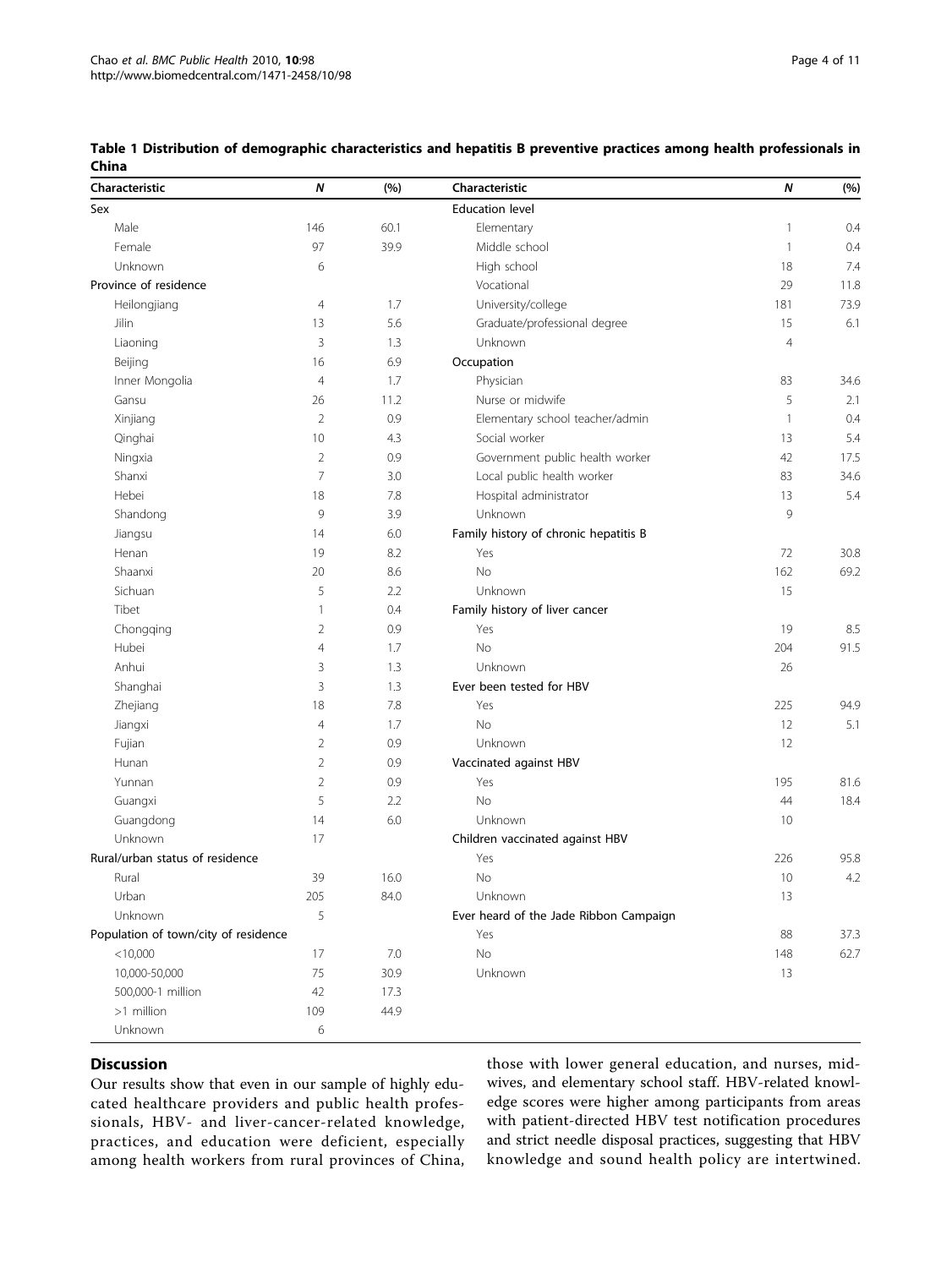**Table 1 Distribution of demographic characteristics and hepatitis B preventive practices among health professionals in China**

| Characteristic | N | (%) | Characteristic | N | (%) |
|---|---|---|---|---|---|
| Sex | | | Education level | | |
| Male | 146 | 60.1 | Elementary | 1 | 0.4 |
| Female | 97 | 39.9 | Middle school | 1 | 0.4 |
| Unknown | 6 | | High school | 18 | 7.4 |
| Province of residence | | | Vocational | 29 | 11.8 |
| Heilongjiang | 4 | 1.7 | University/college | 181 | 73.9 |
| Jilin | 13 | 5.6 | Graduate/professional degree | 15 | 6.1 |
| Liaoning | 3 | 1.3 | Unknown | 4 | |
| Beijing | 16 | 6.9 | Occupation | | |
| Inner Mongolia | 4 | 1.7 | Physician | 83 | 34.6 |
| Gansu | 26 | 11.2 | Nurse or midwife | 5 | 2.1 |
| Xinjiang | 2 | 0.9 | Elementary school teacher/admin | 1 | 0.4 |
| Qinghai | 10 | 4.3 | Social worker | 13 | 5.4 |
| Ningxia | 2 | 0.9 | Government public health worker | 42 | 17.5 |
| Shanxi | 7 | 3.0 | Local public health worker | 83 | 34.6 |
| Hebei | 18 | 7.8 | Hospital administrator | 13 | 5.4 |
| Shandong | 9 | 3.9 | Unknown | 9 | |
| Jiangsu | 14 | 6.0 | Family history of chronic hepatitis B | | |
| Henan | 19 | 8.2 | Yes | 72 | 30.8 |
| Shaanxi | 20 | 8.6 | No | 162 | 69.2 |
| Sichuan | 5 | 2.2 | Unknown | 15 | |
| Tibet | 1 | 0.4 | Family history of liver cancer | | |
| Chongqing | 2 | 0.9 | Yes | 19 | 8.5 |
| Hubei | 4 | 1.7 | No | 204 | 91.5 |
| Anhui | 3 | 1.3 | Unknown | 26 | |
| Shanghai | 3 | 1.3 | Ever been tested for HBV | | |
| Zhejiang | 18 | 7.8 | Yes | 225 | 94.9 |
| Jiangxi | 4 | 1.7 | No | 12 | 5.1 |
| Fujian | 2 | 0.9 | Unknown | 12 | |
| Hunan | 2 | 0.9 | Vaccinated against HBV | | |
| Yunnan | 2 | 0.9 | Yes | 195 | 81.6 |
| Guangxi | 5 | 2.2 | No | 44 | 18.4 |
| Guangdong | 14 | 6.0 | Unknown | 10 | |
| Unknown | 17 | | Children vaccinated against HBV | | |
| Rural/urban status of residence | | | Yes | 226 | 95.8 |
| Rural | 39 | 16.0 | No | 10 | 4.2 |
| Urban | 205 | 84.0 | Unknown | 13 | |
| Unknown | 5 | | Ever heard of the Jade Ribbon Campaign | | |
| Population of town/city of residence | | | Yes | 88 | 37.3 |
| <10,000 | 17 | 7.0 | No | 148 | 62.7 |
| 10,000-50,000 | 75 | 30.9 | Unknown | 13 | |
| 500,000-1 million | 42 | 17.3 | | | |
| >1 million | 109 | 44.9 | | | |
| Unknown | 6 | | | | |

## Discussion

Our results show that even in our sample of highly educated healthcare providers and public health professionals, HBV- and liver-cancer-related knowledge, practices, and education were deficient, especially among health workers from rural provinces of China, those with lower general education, and nurses, midwives, and elementary school staff. HBV-related knowledge scores were higher among participants from areas with patient-directed HBV test notification procedures and strict needle disposal practices, suggesting that HBV knowledge and sound health policy are intertwined.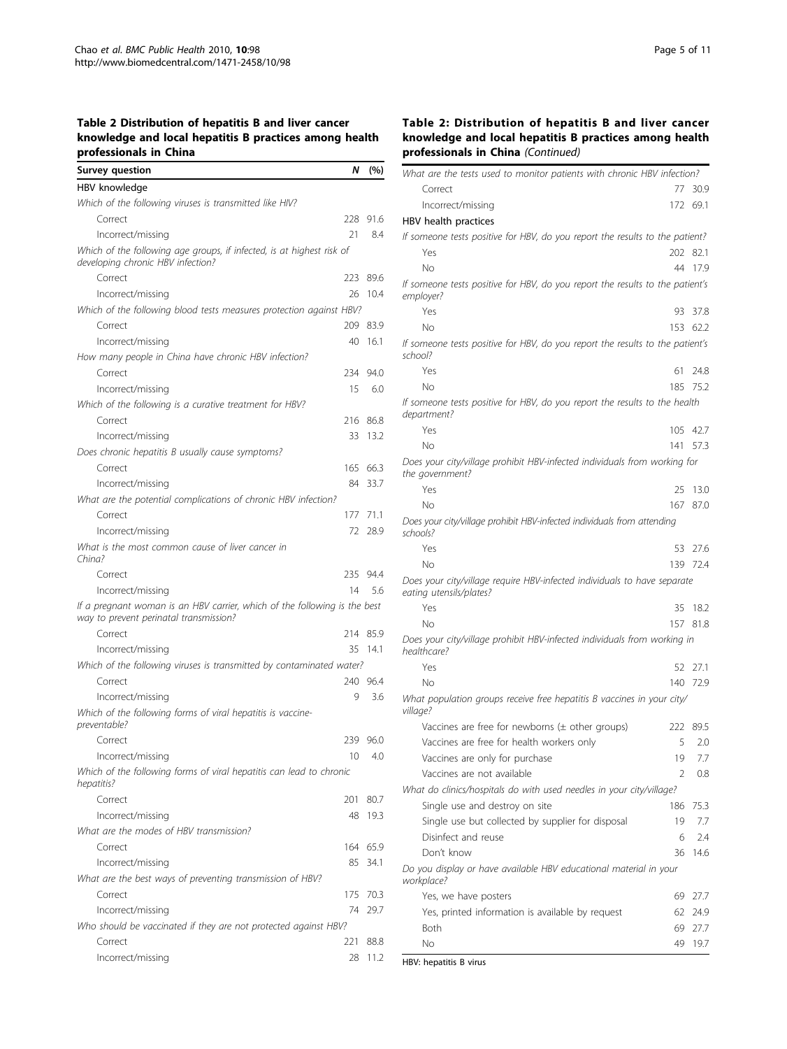**Table 2 Distribution of hepatitis B and liver cancer knowledge and local hepatitis B practices among health professionals in China**

| Survey question | N | (%) |
|---|---|---|
| HBV knowledge | | |
| *Which of the following viruses is transmitted like HIV?* | | |
| Correct | 228 | 91.6 |
| Incorrect/missing | 21 | 8.4 |
| *Which of the following age groups, if infected, is at highest risk of developing chronic HBV infection?* | | |
| Correct | 223 | 89.6 |
| Incorrect/missing | 26 | 10.4 |
| *Which of the following blood tests measures protection against HBV?* | | |
| Correct | 209 | 83.9 |
| Incorrect/missing | 40 | 16.1 |
| *How many people in China have chronic HBV infection?* | | |
| Correct | 234 | 94.0 |
| Incorrect/missing | 15 | 6.0 |
| *Which of the following is a curative treatment for HBV?* | | |
| Correct | 216 | 86.8 |
| Incorrect/missing | 33 | 13.2 |
| *Does chronic hepatitis B usually cause symptoms?* | | |
| Correct | 165 | 66.3 |
| Incorrect/missing | 84 | 33.7 |
| *What are the potential complications of chronic HBV infection?* | | |
| Correct | 177 | 71.1 |
| Incorrect/missing | 72 | 28.9 |
| *What is the most common cause of liver cancer in China?* | | |
| Correct | 235 | 94.4 |
| Incorrect/missing | 14 | 5.6 |
| *If a pregnant woman is an HBV carrier, which of the following is the best way to prevent perinatal transmission?* | | |
| Correct | 214 | 85.9 |
| Incorrect/missing | 35 | 14.1 |
| *Which of the following viruses is transmitted by contaminated water?* | | |
| Correct | 240 | 96.4 |
| Incorrect/missing | 9 | 3.6 |
| *Which of the following forms of viral hepatitis is vaccine-preventable?* | | |
| Correct | 239 | 96.0 |
| Incorrect/missing | 10 | 4.0 |
| *Which of the following forms of viral hepatitis can lead to chronic hepatitis?* | | |
| Correct | 201 | 80.7 |
| Incorrect/missing | 48 | 19.3 |
| *What are the modes of HBV transmission?* | | |
| Correct | 164 | 65.9 |
| Incorrect/missing | 85 | 34.1 |
| *What are the best ways of preventing transmission of HBV?* | | |
| Correct | 175 | 70.3 |
| Incorrect/missing | 74 | 29.7 |
| *Who should be vaccinated if they are not protected against HBV?* | | |
| Correct | 221 | 88.8 |
| Incorrect/missing | 28 | 11.2 |
| *What are the tests used to monitor patients with chronic HBV infection?* | | |
| Correct | 77 | 30.9 |
| Incorrect/missing | 172 | 69.1 |
| HBV health practices | | |
| *If someone tests positive for HBV, do you report the results to the patient?* | | |
| Yes | 202 | 82.1 |
| No | 44 | 17.9 |
| *If someone tests positive for HBV, do you report the results to the patient's employer?* | | |
| Yes | 93 | 37.8 |
| No | 153 | 62.2 |
| *If someone tests positive for HBV, do you report the results to the patient's school?* | | |
| Yes | 61 | 24.8 |
| No | 185 | 75.2 |
| *If someone tests positive for HBV, do you report the results to the health department?* | | |
| Yes | 105 | 42.7 |
| No | 141 | 57.3 |
| *Does your city/village prohibit HBV-infected individuals from working for the government?* | | |
| Yes | 25 | 13.0 |
| No | 167 | 87.0 |
| *Does your city/village prohibit HBV-infected individuals from attending schools?* | | |
| Yes | 53 | 27.6 |
| No | 139 | 72.4 |
| *Does your city/village require HBV-infected individuals to have separate eating utensils/plates?* | | |
| Yes | 35 | 18.2 |
| No | 157 | 81.8 |
| *Does your city/village prohibit HBV-infected individuals from working in healthcare?* | | |
| Yes | 52 | 27.1 |
| No | 140 | 72.9 |
| *What population groups receive free hepatitis B vaccines in your city/village?* | | |
| Vaccines are free for newborns (± other groups) | 222 | 89.5 |
| Vaccines are free for health workers only | 5 | 2.0 |
| Vaccines are only for purchase | 19 | 7.7 |
| Vaccines are not available | 2 | 0.8 |
| *What do clinics/hospitals do with used needles in your city/village?* | | |
| Single use and destroy on site | 186 | 75.3 |
| Single use but collected by supplier for disposal | 19 | 7.7 |
| Disinfect and reuse | 6 | 2.4 |
| Don't know | 36 | 14.6 |
| *Do you display or have available HBV educational material in your workplace?* | | |
| Yes, we have posters | 69 | 27.7 |
| Yes, printed information is available by request | 62 | 24.9 |
| Both | 69 | 27.7 |
| No | 49 | 19.7 |

HBV: hepatitis B virus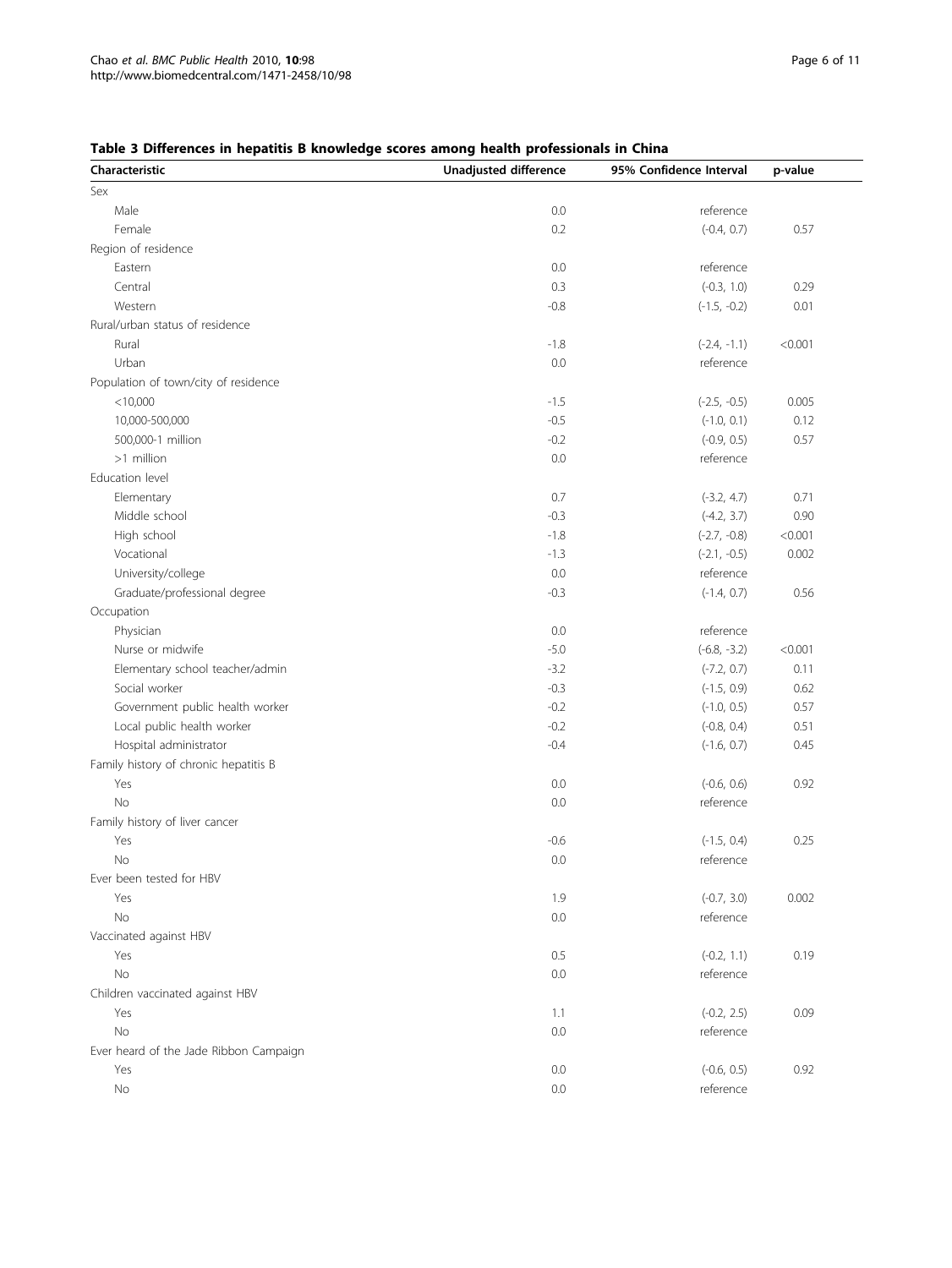**Table 3 Differences in hepatitis B knowledge scores among health professionals in China**

| Characteristic | Unadjusted difference | 95% Confidence Interval | p-value |
|---|---|---|---|
| Sex | | | |
| Male | 0.0 | reference | |
| Female | 0.2 | (-0.4, 0.7) | 0.57 |
| Region of residence | | | |
| Eastern | 0.0 | reference | |
| Central | 0.3 | (-0.3, 1.0) | 0.29 |
| Western | -0.8 | (-1.5, -0.2) | 0.01 |
| Rural/urban status of residence | | | |
| Rural | -1.8 | (-2.4, -1.1) | <0.001 |
| Urban | 0.0 | reference | |
| Population of town/city of residence | | | |
| <10,000 | -1.5 | (-2.5, -0.5) | 0.005 |
| 10,000-500,000 | -0.5 | (-1.0, 0.1) | 0.12 |
| 500,000-1 million | -0.2 | (-0.9, 0.5) | 0.57 |
| >1 million | 0.0 | reference | |
| Education level | | | |
| Elementary | 0.7 | (-3.2, 4.7) | 0.71 |
| Middle school | -0.3 | (-4.2, 3.7) | 0.90 |
| High school | -1.8 | (-2.7, -0.8) | <0.001 |
| Vocational | -1.3 | (-2.1, -0.5) | 0.002 |
| University/college | 0.0 | reference | |
| Graduate/professional degree | -0.3 | (-1.4, 0.7) | 0.56 |
| Occupation | | | |
| Physician | 0.0 | reference | |
| Nurse or midwife | -5.0 | (-6.8, -3.2) | <0.001 |
| Elementary school teacher/admin | -3.2 | (-7.2, 0.7) | 0.11 |
| Social worker | -0.3 | (-1.5, 0.9) | 0.62 |
| Government public health worker | -0.2 | (-1.0, 0.5) | 0.57 |
| Local public health worker | -0.2 | (-0.8, 0.4) | 0.51 |
| Hospital administrator | -0.4 | (-1.6, 0.7) | 0.45 |
| Family history of chronic hepatitis B | | | |
| Yes | 0.0 | (-0.6, 0.6) | 0.92 |
| No | 0.0 | reference | |
| Family history of liver cancer | | | |
| Yes | -0.6 | (-1.5, 0.4) | 0.25 |
| No | 0.0 | reference | |
| Ever been tested for HBV | | | |
| Yes | 1.9 | (-0.7, 3.0) | 0.002 |
| No | 0.0 | reference | |
| Vaccinated against HBV | | | |
| Yes | 0.5 | (-0.2, 1.1) | 0.19 |
| No | 0.0 | reference | |
| Children vaccinated against HBV | | | |
| Yes | 1.1 | (-0.2, 2.5) | 0.09 |
| No | 0.0 | reference | |
| Ever heard of the Jade Ribbon Campaign | | | |
| Yes | 0.0 | (-0.6, 0.5) | 0.92 |
| No | 0.0 | reference | |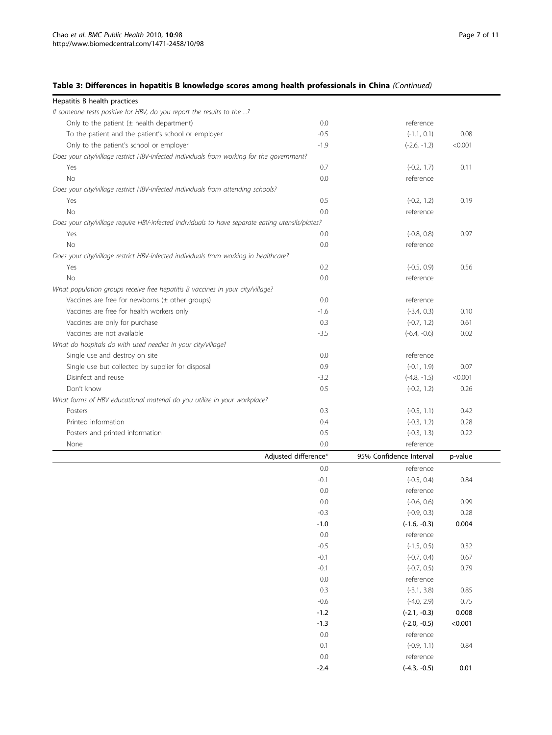**Table 3: Differences in hepatitis B knowledge scores among health professionals in China** *(Continued)*

| | Adjusted difference* | 95% Confidence Interval | p-value |
|---|---|---|---|
| Hepatitis B health practices | | | |
| *If someone tests positive for HBV, do you report the results to the ...?* | | | |
| Only to the patient (± health department) | 0.0 | reference | |
| To the patient and the patient's school or employer | -0.5 | (-1.1, 0.1) | 0.08 |
| Only to the patient's school or employer | -1.9 | (-2.6, -1.2) | <0.001 |
| *Does your city/village restrict HBV-infected individuals from working for the government?* | | | |
| Yes | 0.7 | (-0.2, 1.7) | 0.11 |
| No | 0.0 | reference | |
| *Does your city/village restrict HBV-infected individuals from attending schools?* | | | |
| Yes | 0.5 | (-0.2, 1.2) | 0.19 |
| No | 0.0 | reference | |
| *Does your city/village require HBV-infected individuals to have separate eating utensils/plates?* | | | |
| Yes | 0.0 | (-0.8, 0.8) | 0.97 |
| No | 0.0 | reference | |
| *Does your city/village restrict HBV-infected individuals from working in healthcare?* | | | |
| Yes | 0.2 | (-0.5, 0.9) | 0.56 |
| No | 0.0 | reference | |
| *What population groups receive free hepatitis B vaccines in your city/village?* | | | |
| Vaccines are free for newborns (± other groups) | 0.0 | reference | |
| Vaccines are free for health workers only | -1.6 | (-3.4, 0.3) | 0.10 |
| Vaccines are only for purchase | 0.3 | (-0.7, 1.2) | 0.61 |
| Vaccines are not available | -3.5 | (-6.4, -0.6) | 0.02 |
| *What do hospitals do with used needles in your city/village?* | | | |
| Single use and destroy on site | 0.0 | reference | |
| Single use but collected by supplier for disposal | 0.9 | (-0.1, 1.9) | 0.07 |
| Disinfect and reuse | -3.2 | (-4.8, -1.5) | <0.001 |
| Don't know | 0.5 | (-0.2, 1.2) | 0.26 |
| *What forms of HBV educational material do you utilize in your workplace?* | | | |
| Posters | 0.3 | (-0.5, 1.1) | 0.42 |
| Printed information | 0.4 | (-0.3, 1.2) | 0.28 |
| Posters and printed information | 0.5 | (-0.3, 1.3) | 0.22 |
| None | 0.0 | reference | |
| | 0.0 | reference | |
| | -0.1 | (-0.5, 0.4) | 0.84 |
| | 0.0 | reference | |
| | 0.0 | (-0.6, 0.6) | 0.99 |
| | -0.3 | (-0.9, 0.3) | 0.28 |
| | **-1.0** | **(-1.6, -0.3)** | **0.004** |
| | 0.0 | reference | |
| | -0.5 | (-1.5, 0.5) | 0.32 |
| | -0.1 | (-0.7, 0.4) | 0.67 |
| | -0.1 | (-0.7, 0.5) | 0.79 |
| | 0.0 | reference | |
| | 0.3 | (-3.1, 3.8) | 0.85 |
| | -0.6 | (-4.0, 2.9) | 0.75 |
| | **-1.2** | **(-2.1, -0.3)** | **0.008** |
| | **-1.3** | **(-2.0, -0.5)** | **<0.001** |
| | 0.0 | reference | |
| | 0.1 | (-0.9, 1.1) | 0.84 |
| | 0.0 | reference | |
| | **-2.4** | **(-4.3, -0.5)** | **0.01** |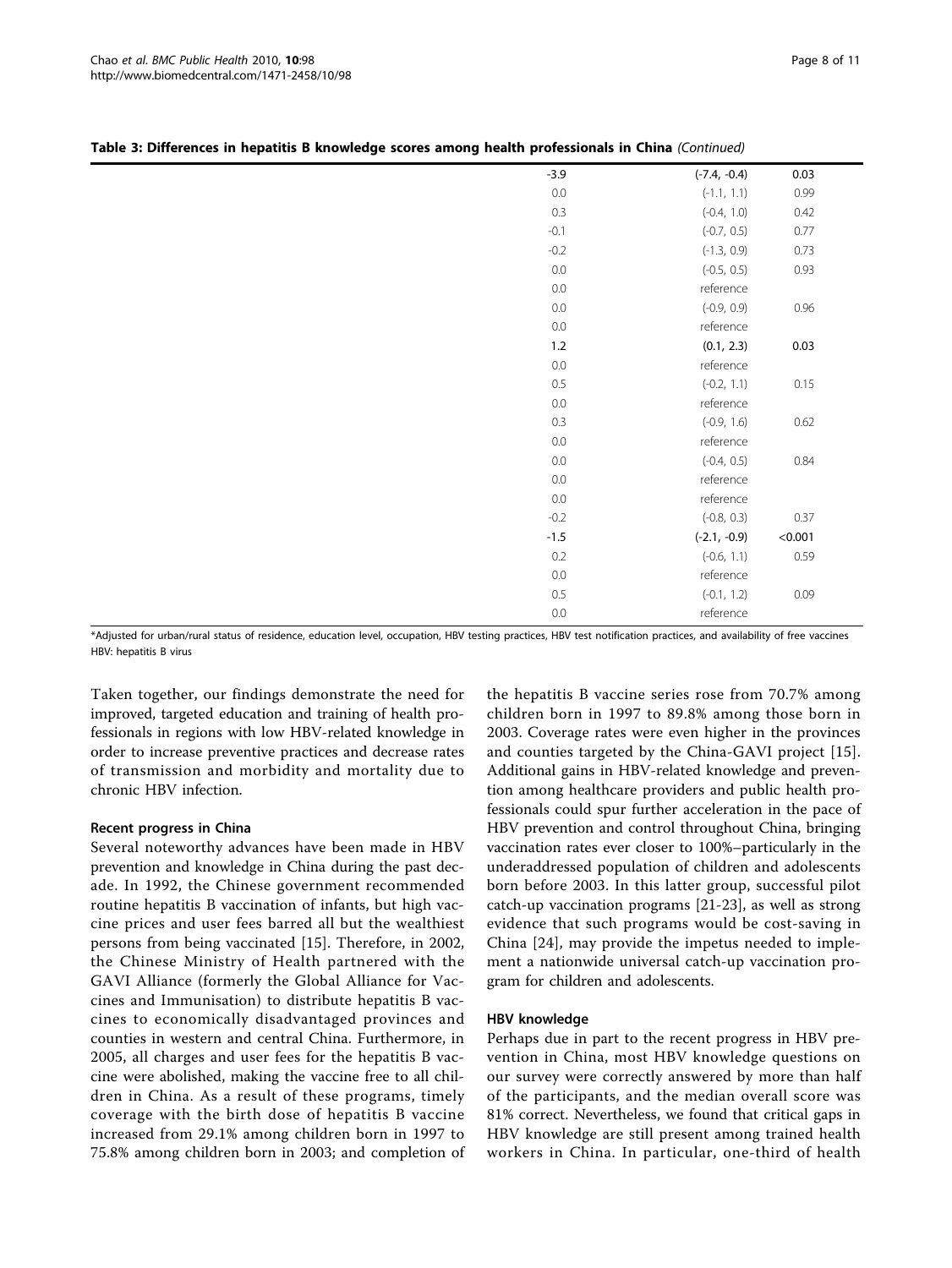**Table 3: Differences in hepatitis B knowledge scores among health professionals in China** *(Continued)*

| | | | |
|---|---|---|---|
| | -3.9 | (-7.4, -0.4) | 0.03 |
| | 0.0 | (-1.1, 1.1) | 0.99 |
| | 0.3 | (-0.4, 1.0) | 0.42 |
| | -0.1 | (-0.7, 0.5) | 0.77 |
| | -0.2 | (-1.3, 0.9) | 0.73 |
| | 0.0 | (-0.5, 0.5) | 0.93 |
| | 0.0 | reference | |
| | 0.0 | (-0.9, 0.9) | 0.96 |
| | 0.0 | reference | |
| | **1.2** | **(0.1, 2.3)** | **0.03** |
| | 0.0 | reference | |
| | 0.5 | (-0.2, 1.1) | 0.15 |
| | 0.0 | reference | |
| | 0.3 | (-0.9, 1.6) | 0.62 |
| | 0.0 | reference | |
| | 0.0 | (-0.4, 0.5) | 0.84 |
| | 0.0 | reference | |
| | 0.0 | reference | |
| | -0.2 | (-0.8, 0.3) | 0.37 |
| | -1.5 | (-2.1, -0.9) | <0.001 |
| | 0.2 | (-0.6, 1.1) | 0.59 |
| | 0.0 | reference | |
| | 0.5 | (-0.1, 1.2) | 0.09 |
| | 0.0 | reference | |

*Adjusted for urban/rural status of residence, education level, occupation, HBV testing practices, HBV test notification practices, and availability of free vaccines
HBV: hepatitis B virus

Taken together, our findings demonstrate the need for improved, targeted education and training of health professionals in regions with low HBV-related knowledge in order to increase preventive practices and decrease rates of transmission and morbidity and mortality due to chronic HBV infection.

### Recent progress in China

Several noteworthy advances have been made in HBV prevention and knowledge in China during the past decade. In 1992, the Chinese government recommended routine hepatitis B vaccination of infants, but high vaccine prices and user fees barred all but the wealthiest persons from being vaccinated [15]. Therefore, in 2002, the Chinese Ministry of Health partnered with the GAVI Alliance (formerly the Global Alliance for Vaccines and Immunisation) to distribute hepatitis B vaccines to economically disadvantaged provinces and counties in western and central China. Furthermore, in 2005, all charges and user fees for the hepatitis B vaccine were abolished, making the vaccine free to all children in China. As a result of these programs, timely coverage with the birth dose of hepatitis B vaccine increased from 29.1% among children born in 1997 to 75.8% among children born in 2003; and completion of the hepatitis B vaccine series rose from 70.7% among children born in 1997 to 89.8% among those born in 2003. Coverage rates were even higher in the provinces and counties targeted by the China-GAVI project [15]. Additional gains in HBV-related knowledge and prevention among healthcare providers and public health professionals could spur further acceleration in the pace of HBV prevention and control throughout China, bringing vaccination rates ever closer to 100%–particularly in the underaddressed population of children and adolescents born before 2003. In this latter group, successful pilot catch-up vaccination programs [21-23], as well as strong evidence that such programs would be cost-saving in China [24], may provide the impetus needed to implement a nationwide universal catch-up vaccination program for children and adolescents.

### HBV knowledge

Perhaps due in part to the recent progress in HBV prevention in China, most HBV knowledge questions on our survey were correctly answered by more than half of the participants, and the median overall score was 81% correct. Nevertheless, we found that critical gaps in HBV knowledge are still present among trained health workers in China. In particular, one-third of health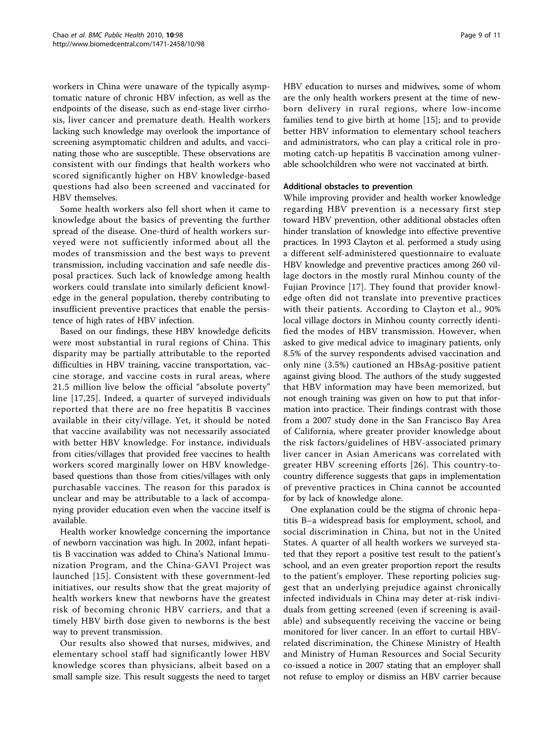workers in China were unaware of the typically asymptomatic nature of chronic HBV infection, as well as the endpoints of the disease, such as end-stage liver cirrhosis, liver cancer and premature death. Health workers lacking such knowledge may overlook the importance of screening asymptomatic children and adults, and vaccinating those who are susceptible. These observations are consistent with our findings that health workers who scored significantly higher on HBV knowledge-based questions had also been screened and vaccinated for HBV themselves.

Some health workers also fell short when it came to knowledge about the basics of preventing the further spread of the disease. One-third of health workers surveyed were not sufficiently informed about all the modes of transmission and the best ways to prevent transmission, including vaccination and safe needle disposal practices. Such lack of knowledge among health workers could translate into similarly deficient knowledge in the general population, thereby contributing to insufficient preventive practices that enable the persistence of high rates of HBV infection.

Based on our findings, these HBV knowledge deficits were most substantial in rural regions of China. This disparity may be partially attributable to the reported difficulties in HBV training, vaccine transportation, vaccine storage, and vaccine costs in rural areas, where 21.5 million live below the official "absolute poverty" line [17,25]. Indeed, a quarter of surveyed individuals reported that there are no free hepatitis B vaccines available in their city/village. Yet, it should be noted that vaccine availability was not necessarily associated with better HBV knowledge. For instance, individuals from cities/villages that provided free vaccines to health workers scored marginally lower on HBV knowledge-based questions than those from cities/villages with only purchasable vaccines. The reason for this paradox is unclear and may be attributable to a lack of accompanying provider education even when the vaccine itself is available.

Health worker knowledge concerning the importance of newborn vaccination was high. In 2002, infant hepatitis B vaccination was added to China's National Immunization Program, and the China-GAVI Project was launched [15]. Consistent with these government-led initiatives, our results show that the great majority of health workers knew that newborns have the greatest risk of becoming chronic HBV carriers, and that a timely HBV birth dose given to newborns is the best way to prevent transmission.

Our results also showed that nurses, midwives, and elementary school staff had significantly lower HBV knowledge scores than physicians, albeit based on a small sample size. This result suggests the need to target HBV education to nurses and midwives, some of whom are the only health workers present at the time of newborn delivery in rural regions, where low-income families tend to give birth at home [15]; and to provide better HBV information to elementary school teachers and administrators, who can play a critical role in promoting catch-up hepatitis B vaccination among vulnerable schoolchildren who were not vaccinated at birth.

#### Additional obstacles to prevention

While improving provider and health worker knowledge regarding HBV prevention is a necessary first step toward HBV prevention, other additional obstacles often hinder translation of knowledge into effective preventive practices. In 1993 Clayton et al. performed a study using a different self-administered questionnaire to evaluate HBV knowledge and preventive practices among 260 village doctors in the mostly rural Minhou county of the Fujian Province [17]. They found that provider knowledge often did not translate into preventive practices with their patients. According to Clayton et al., 90% local village doctors in Minhou county correctly identified the modes of HBV transmission. However, when asked to give medical advice to imaginary patients, only 8.5% of the survey respondents advised vaccination and only nine (3.5%) cautioned an HBsAg-positive patient against giving blood. The authors of the study suggested that HBV information may have been memorized, but not enough training was given on how to put that information into practice. Their findings contrast with those from a 2007 study done in the San Francisco Bay Area of California, where greater provider knowledge about the risk factors/guidelines of HBV-associated primary liver cancer in Asian Americans was correlated with greater HBV screening efforts [26]. This country-to-country difference suggests that gaps in implementation of preventive practices in China cannot be accounted for by lack of knowledge alone.

One explanation could be the stigma of chronic hepatitis B–a widespread basis for employment, school, and social discrimination in China, but not in the United States. A quarter of all health workers we surveyed stated that they report a positive test result to the patient's school, and an even greater proportion report the results to the patient's employer. These reporting policies suggest that an underlying prejudice against chronically infected individuals in China may deter at-risk individuals from getting screened (even if screening is available) and subsequently receiving the vaccine or being monitored for liver cancer. In an effort to curtail HBV-related discrimination, the Chinese Ministry of Health and Ministry of Human Resources and Social Security co-issued a notice in 2007 stating that an employer shall not refuse to employ or dismiss an HBV carrier because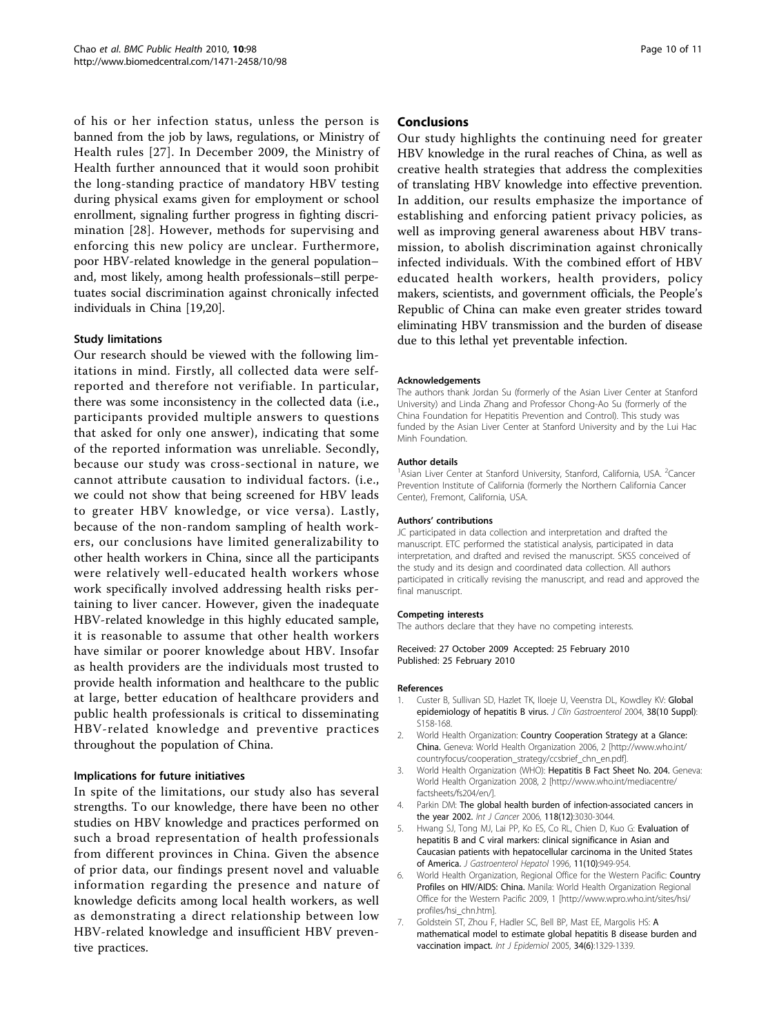of his or her infection status, unless the person is banned from the job by laws, regulations, or Ministry of Health rules [27]. In December 2009, the Ministry of Health further announced that it would soon prohibit the long-standing practice of mandatory HBV testing during physical exams given for employment or school enrollment, signaling further progress in fighting discrimination [28]. However, methods for supervising and enforcing this new policy are unclear. Furthermore, poor HBV-related knowledge in the general population–and, most likely, among health professionals–still perpetuates social discrimination against chronically infected individuals in China [19,20].

### Study limitations

Our research should be viewed with the following limitations in mind. Firstly, all collected data were self-reported and therefore not verifiable. In particular, there was some inconsistency in the collected data (i.e., participants provided multiple answers to questions that asked for only one answer), indicating that some of the reported information was unreliable. Secondly, because our study was cross-sectional in nature, we cannot attribute causation to individual factors. (i.e., we could not show that being screened for HBV leads to greater HBV knowledge, or vice versa). Lastly, because of the non-random sampling of health workers, our conclusions have limited generalizability to other health workers in China, since all the participants were relatively well-educated health workers whose work specifically involved addressing health risks pertaining to liver cancer. However, given the inadequate HBV-related knowledge in this highly educated sample, it is reasonable to assume that other health workers have similar or poorer knowledge about HBV. Insofar as health providers are the individuals most trusted to provide health information and healthcare to the public at large, better education of healthcare providers and public health professionals is critical to disseminating HBV-related knowledge and preventive practices throughout the population of China.

### Implications for future initiatives

In spite of the limitations, our study also has several strengths. To our knowledge, there have been no other studies on HBV knowledge and practices performed on such a broad representation of health professionals from different provinces in China. Given the absence of prior data, our findings present novel and valuable information regarding the presence and nature of knowledge deficits among local health workers, as well as demonstrating a direct relationship between low HBV-related knowledge and insufficient HBV preventive practices.

## Conclusions

Our study highlights the continuing need for greater HBV knowledge in the rural reaches of China, as well as creative health strategies that address the complexities of translating HBV knowledge into effective prevention. In addition, our results emphasize the importance of establishing and enforcing patient privacy policies, as well as improving general awareness about HBV transmission, to abolish discrimination against chronically infected individuals. With the combined effort of HBV educated health workers, health providers, policy makers, scientists, and government officials, the People's Republic of China can make even greater strides toward eliminating HBV transmission and the burden of disease due to this lethal yet preventable infection.

#### Acknowledgements

The authors thank Jordan Su (formerly of the Asian Liver Center at Stanford University) and Linda Zhang and Professor Chong-Ao Su (formerly of the China Foundation for Hepatitis Prevention and Control). This study was funded by the Asian Liver Center at Stanford University and by the Lui Hac Minh Foundation.

#### Author details

[1]Asian Liver Center at Stanford University, Stanford, California, USA. [2]Cancer Prevention Institute of California (formerly the Northern California Cancer Center), Fremont, California, USA.

#### Authors' contributions

JC participated in data collection and interpretation and drafted the manuscript. ETC performed the statistical analysis, participated in data interpretation, and drafted and revised the manuscript. SKSS conceived of the study and its design and coordinated data collection. All authors participated in critically revising the manuscript, and read and approved the final manuscript.

#### Competing interests

The authors declare that they have no competing interests.

Received: 27 October 2009 Accepted: 25 February 2010
Published: 25 February 2010

#### References

1. Custer B, Sullivan SD, Hazlet TK, Iloeje U, Veenstra DL, Kowdley KV: **Global epidemiology of hepatitis B virus.** *J Clin Gastroenterol* 2004, **38(10 Suppl)**: S158-168.
2. World Health Organization: **Country Cooperation Strategy at a Glance: China.** Geneva: World Health Organization 2006, 2 [http://www.who.int/countryfocus/cooperation_strategy/ccsbrief_chn_en.pdf].
3. World Health Organization (WHO): **Hepatitis B Fact Sheet No. 204.** Geneva: World Health Organization 2008, 2 [http://www.who.int/mediacentre/factsheets/fs204/en/].
4. Parkin DM: **The global health burden of infection-associated cancers in the year 2002.** *Int J Cancer* 2006, **118(12)**:3030-3044.
5. Hwang SJ, Tong MJ, Lai PP, Ko ES, Co RL, Chien D, Kuo G: **Evaluation of hepatitis B and C viral markers: clinical significance in Asian and Caucasian patients with hepatocellular carcinoma in the United States of America.** *J Gastroenterol Hepatol* 1996, **11(10)**:949-954.
6. World Health Organization, Regional Office for the Western Pacific: **Country Profiles on HIV/AIDS: China.** Manila: World Health Organization Regional Office for the Western Pacific 2009, 1 [http://www.wpro.who.int/sites/hsi/profiles/hsi_chn.htm].
7. Goldstein ST, Zhou F, Hadler SC, Bell BP, Mast EE, Margolis HS: **A mathematical model to estimate global hepatitis B disease burden and vaccination impact.** *Int J Epidemiol* 2005, **34(6)**:1329-1339.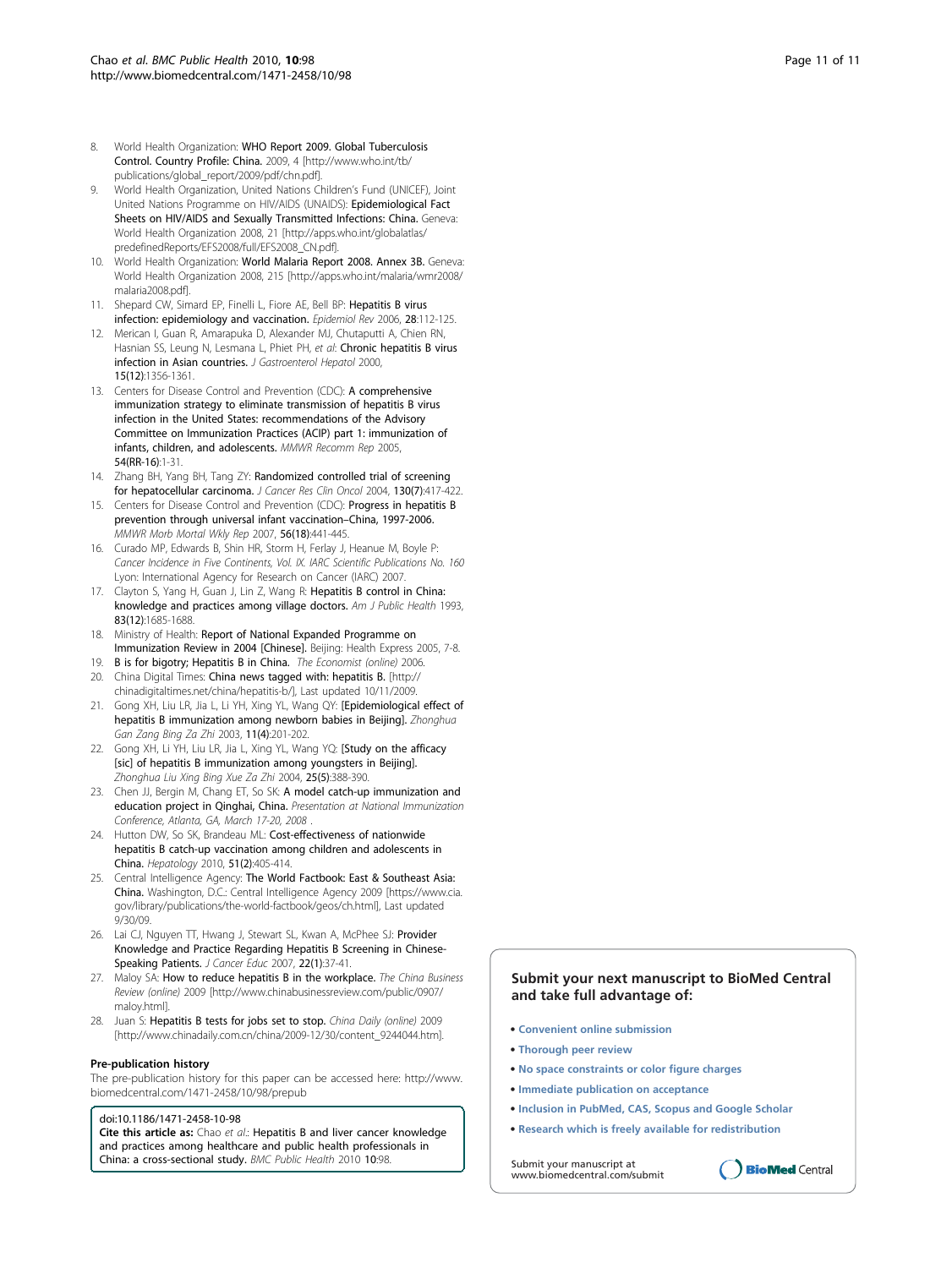8. World Health Organization: **WHO Report 2009. Global Tuberculosis Control. Country Profile: China.** 2009, 4 [http://www.who.int/tb/publications/global_report/2009/pdf/chn.pdf].
9. World Health Organization, United Nations Children's Fund (UNICEF), Joint United Nations Programme on HIV/AIDS (UNAIDS): **Epidemiological Fact Sheets on HIV/AIDS and Sexually Transmitted Infections: China.** Geneva: World Health Organization 2008, 21 [http://apps.who.int/globalatlas/predefinedReports/EFS2008/full/EFS2008_CN.pdf].
10. World Health Organization: **World Malaria Report 2008. Annex 3B.** Geneva: World Health Organization 2008, 215 [http://apps.who.int/malaria/wmr2008/malaria2008.pdf].
11. Shepard CW, Simard EP, Finelli L, Fiore AE, Bell BP: **Hepatitis B virus infection: epidemiology and vaccination.** *Epidemiol Rev* 2006, **28**:112-125.
12. Merican I, Guan R, Amarapuka D, Alexander MJ, Chutaputti A, Chien RN, Hasnian SS, Leung N, Lesmana L, Phiet PH, *et al*: **Chronic hepatitis B virus infection in Asian countries.** *J Gastroenterol Hepatol* 2000, **15(12)**:1356-1361.
13. Centers for Disease Control and Prevention (CDC): **A comprehensive immunization strategy to eliminate transmission of hepatitis B virus infection in the United States: recommendations of the Advisory Committee on Immunization Practices (ACIP) part 1: immunization of infants, children, and adolescents.** *MMWR Recomm Rep* 2005, **54(RR-16)**:1-31.
14. Zhang BH, Yang BH, Tang ZY: **Randomized controlled trial of screening for hepatocellular carcinoma.** *J Cancer Res Clin Oncol* 2004, **130(7)**:417-422.
15. Centers for Disease Control and Prevention (CDC): **Progress in hepatitis B prevention through universal infant vaccination–China, 1997-2006.** *MMWR Morb Mortal Wkly Rep* 2007, **56(18)**:441-445.
16. Curado MP, Edwards B, Shin HR, Storm H, Ferlay J, Heanue M, Boyle P: *Cancer Incidence in Five Continents, Vol. IX. IARC Scientific Publications No. 160* Lyon: International Agency for Research on Cancer (IARC) 2007.
17. Clayton S, Yang H, Guan J, Lin Z, Wang R: **Hepatitis B control in China: knowledge and practices among village doctors.** *Am J Public Health* 1993, **83(12)**:1685-1688.
18. Ministry of Health: **Report of National Expanded Programme on Immunization Review in 2004 [Chinese].** Beijing: Health Express 2005, 7-8.
19. **B is for bigotry; Hepatitis B in China.** *The Economist (online)* 2006.
20. China Digital Times: **China news tagged with: hepatitis B.** [http://chinadigitaltimes.net/china/hepatitis-b/], Last updated 10/11/2009.
21. Gong XH, Liu LR, Jia L, Li YH, Xing YL, Wang QY: **[Epidemiological effect of hepatitis B immunization among newborn babies in Beijing].** *Zhonghua Gan Zang Bing Za Zhi* 2003, **11(4)**:201-202.
22. Gong XH, Li YH, Liu LR, Jia L, Xing YL, Wang YQ: **[Study on the afficacy [sic] of hepatitis B immunization among youngsters in Beijing].** *Zhonghua Liu Xing Bing Xue Za Zhi* 2004, **25(5)**:388-390.
23. Chen JJ, Bergin M, Chang ET, So SK: **A model catch-up immunization and education project in Qinghai, China.** *Presentation at National Immunization Conference, Atlanta, GA, March 17-20, 2008* .
24. Hutton DW, So SK, Brandeau ML: **Cost-effectiveness of nationwide hepatitis B catch-up vaccination among children and adolescents in China.** *Hepatology* 2010, **51(2)**:405-414.
25. Central Intelligence Agency: **The World Factbook: East & Southeast Asia: China.** Washington, D.C.: Central Intelligence Agency 2009 [https://www.cia.gov/library/publications/the-world-factbook/geos/ch.html], Last updated 9/30/09.
26. Lai CJ, Nguyen TT, Hwang J, Stewart SL, Kwan A, McPhee SJ: **Provider Knowledge and Practice Regarding Hepatitis B Screening in Chinese-Speaking Patients.** *J Cancer Educ* 2007, **22(1)**:37-41.
27. Maloy SA: **How to reduce hepatitis B in the workplace.** *The China Business Review (online)* 2009 [http://www.chinabusinessreview.com/public/0907/maloy.html].
28. Juan S: **Hepatitis B tests for jobs set to stop.** *China Daily (online)* 2009 [http://www.chinadaily.com.cn/china/2009-12/30/content_9244044.htm].

### Pre-publication history

The pre-publication history for this paper can be accessed here: http://www.biomedcentral.com/1471-2458/10/98/prepub

doi:10.1186/1471-2458-10-98

**Cite this article as:** Chao *et al.*: Hepatitis B and liver cancer knowledge and practices among healthcare and public health professionals in China: a cross-sectional study. *BMC Public Health* 2010 **10**:98.

**Submit your next manuscript to BioMed Central and take full advantage of:**

- **Convenient online submission**
- **Thorough peer review**
- **No space constraints or color figure charges**
- **Immediate publication on acceptance**
- **Inclusion in PubMed, CAS, Scopus and Google Scholar**
- **Research which is freely available for redistribution**

Submit your manuscript at www.biomedcentral.com/submit

BioMed Central